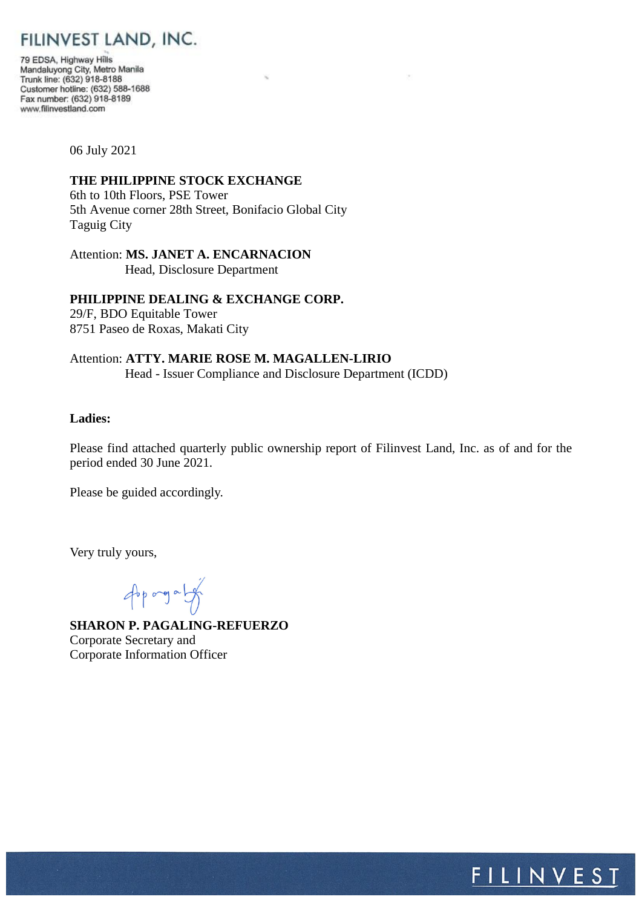# FILINVEST LAND, INC.

79 EDSA, Highway Hills
Mandaluyong City, Metro Manila
Trunk line: (632) 918-8188
Customer hotline: (632) 588-1688
Fax number: (632) 918-8189
www.filinvestland.com

06 July 2021

**THE PHILIPPINE STOCK EXCHANGE**
6th to 10th Floors, PSE Tower
5th Avenue corner 28th Street, Bonifacio Global City
Taguig City

Attention: **MS. JANET A. ENCARNACION**
Head, Disclosure Department

**PHILIPPINE DEALING & EXCHANGE CORP.**
29/F, BDO Equitable Tower
8751 Paseo de Roxas, Makati City

Attention: **ATTY. MARIE ROSE M. MAGALLEN-LIRIO**
Head - Issuer Compliance and Disclosure Department (ICDD)

**Ladies:**

Please find attached quarterly public ownership report of Filinvest Land, Inc. as of and for the period ended 30 June 2021.

Please be guided accordingly.

Very truly yours,

**SHARON P. PAGALING-REFUERZO**
Corporate Secretary and
Corporate Information Officer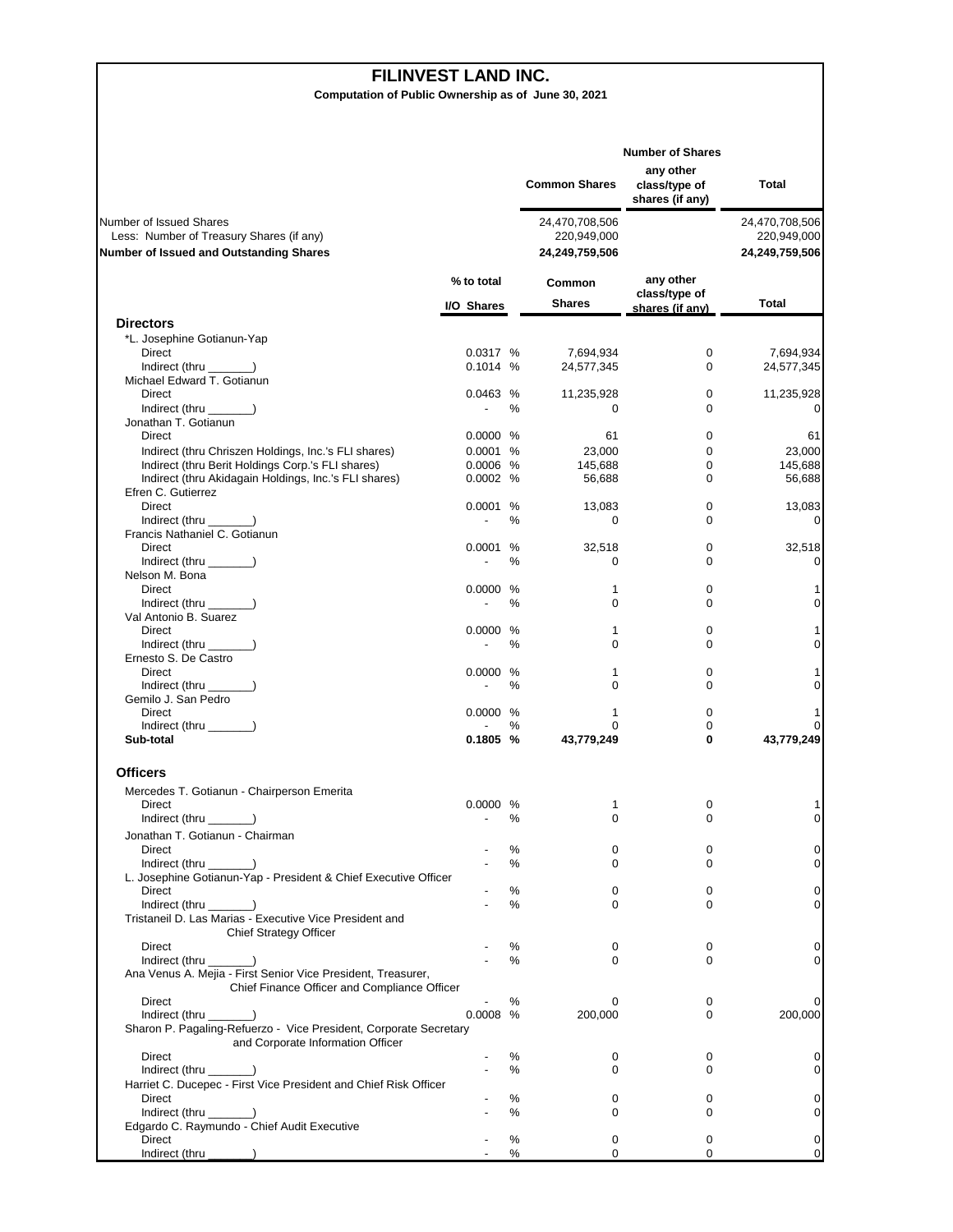# FILINVEST LAND INC.

**Computation of Public Ownership as of June 30, 2021**

| | Number of Shares | | |
|---|---|---|---|
| | Common Shares | any other class/type of shares (if any) | Total |
| Number of Issued Shares | 24,470,708,506 | | 24,470,708,506 |
| Less: Number of Treasury Shares (if any) | 220,949,000 | | 220,949,000 |
| **Number of Issued and Outstanding Shares** | **24,249,759,506** | | **24,249,759,506** |

| | % to total I/O Shares | | Common Shares | any other class/type of shares (if any) | Total |
|---|---|---|---|---|---|
| **Directors** | | | | | |
| *L. Josephine Gotianun-Yap | | | | | |
| Direct | 0.0317 | % | 7,694,934 | 0 | 7,694,934 |
| Indirect (thru _______) | 0.1014 | % | 24,577,345 | 0 | 24,577,345 |
| Michael Edward T. Gotianun | | | | | |
| Direct | 0.0463 | % | 11,235,928 | 0 | 11,235,928 |
| Indirect (thru _______) | - | % | 0 | 0 | 0 |
| Jonathan T. Gotianun | | | | | |
| Direct | 0.0000 | % | 61 | 0 | 61 |
| Indirect (thru Chriszen Holdings, Inc.'s FLI shares) | 0.0001 | % | 23,000 | 0 | 23,000 |
| Indirect (thru Berit Holdings Corp.'s FLI shares) | 0.0006 | % | 145,688 | 0 | 145,688 |
| Indirect (thru Akidagain Holdings, Inc.'s FLI shares) | 0.0002 | % | 56,688 | 0 | 56,688 |
| Efren C. Gutierrez | | | | | |
| Direct | 0.0001 | % | 13,083 | 0 | 13,083 |
| Indirect (thru _______) | - | % | 0 | 0 | 0 |
| Francis Nathaniel C. Gotianun | | | | | |
| Direct | 0.0001 | % | 32,518 | 0 | 32,518 |
| Indirect (thru _______) | - | % | 0 | 0 | 0 |
| Nelson M. Bona | | | | | |
| Direct | 0.0000 | % | 1 | 0 | 1 |
| Indirect (thru _______) | - | % | 0 | 0 | 0 |
| Val Antonio B. Suarez | | | | | |
| Direct | 0.0000 | % | 1 | 0 | 1 |
| Indirect (thru _______) | - | % | 0 | 0 | 0 |
| Ernesto S. De Castro | | | | | |
| Direct | 0.0000 | % | 1 | 0 | 1 |
| Indirect (thru _______) | - | % | 0 | 0 | 0 |
| Gemilo J. San Pedro | | | | | |
| Direct | 0.0000 | % | 1 | 0 | 1 |
| Indirect (thru _______) | - | % | 0 | 0 | 0 |
| **Sub-total** | **0.1805** | **%** | **43,779,249** | **0** | **43,779,249** |
| **Officers** | | | | | |
| Mercedes T. Gotianun - Chairperson Emerita | | | | | |
| Direct | 0.0000 | % | 1 | 0 | 1 |
| Indirect (thru _______) | - | % | 0 | 0 | 0 |
| Jonathan T. Gotianun - Chairman | | | | | |
| Direct | - | % | 0 | 0 | 0 |
| Indirect (thru _______) | - | % | 0 | 0 | 0 |
| L. Josephine Gotianun-Yap - President & Chief Executive Officer | | | | | |
| Direct | - | % | 0 | 0 | 0 |
| Indirect (thru _______) | - | % | 0 | 0 | 0 |
| Tristaneil D. Las Marias - Executive Vice President and Chief Strategy Officer | | | | | |
| Direct | - | % | 0 | 0 | 0 |
| Indirect (thru _______) | - | % | 0 | 0 | 0 |
| Ana Venus A. Mejia - First Senior Vice President, Treasurer, Chief Finance Officer and Compliance Officer | | | | | |
| Direct | - | % | 0 | 0 | 0 |
| Indirect (thru _______) | 0.0008 | % | 200,000 | 0 | 200,000 |
| Sharon P. Pagaling-Refuerzo - Vice President, Corporate Secretary and Corporate Information Officer | | | | | |
| Direct | - | % | 0 | 0 | 0 |
| Indirect (thru _______) | - | % | 0 | 0 | 0 |
| Harriet C. Ducepec - First Vice President and Chief Risk Officer | | | | | |
| Direct | - | % | 0 | 0 | 0 |
| Indirect (thru _______) | - | % | 0 | 0 | 0 |
| Edgardo C. Raymundo - Chief Audit Executive | | | | | |
| Direct | - | % | 0 | 0 | 0 |
| Indirect (thru _______) | - | % | 0 | 0 | 0 |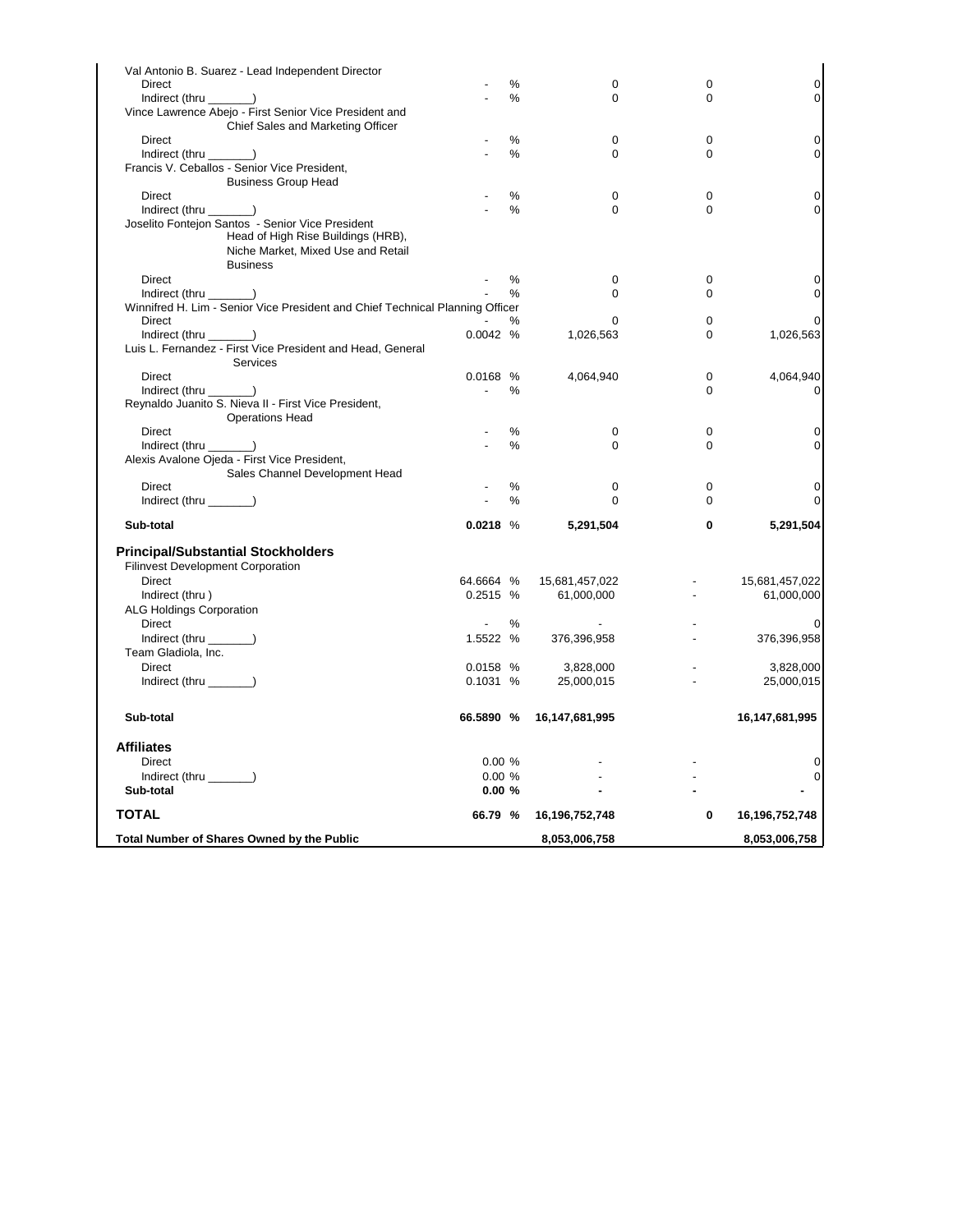| | | | | | |
|---|---|---|---|---|---|
| Val Antonio B. Suarez - Lead Independent Director | | | | | |
| Direct | - | % | 0 | 0 | 0 |
| Indirect (thru _______) | - | % | 0 | 0 | 0 |
| Vince Lawrence Abejo - First Senior Vice President and Chief Sales and Marketing Officer | | | | | |
| Direct | - | % | 0 | 0 | 0 |
| Indirect (thru _______) | - | % | 0 | 0 | 0 |
| Francis V. Ceballos - Senior Vice President, Business Group Head | | | | | |
| Direct | - | % | 0 | 0 | 0 |
| Indirect (thru _______) | - | % | 0 | 0 | 0 |
| Joselito Fontejon Santos - Senior Vice President Head of High Rise Buildings (HRB), Niche Market, Mixed Use and Retail Business | | | | | |
| Direct | - | % | 0 | 0 | 0 |
| Indirect (thru _______) | - | % | 0 | 0 | 0 |
| Winnifred H. Lim - Senior Vice President and Chief Technical Planning Officer | | | | | |
| Direct | - | % | 0 | 0 | 0 |
| Indirect (thru _______) | 0.0042 | % | 1,026,563 | 0 | 1,026,563 |
| Luis L. Fernandez - First Vice President and Head, General Services | | | | | |
| Direct | 0.0168 | % | 4,064,940 | 0 | 4,064,940 |
| Indirect (thru _______) | - | % | | 0 | 0 |
| Reynaldo Juanito S. Nieva II - First Vice President, Operations Head | | | | | |
| Direct | - | % | 0 | 0 | 0 |
| Indirect (thru _______) | - | % | 0 | 0 | 0 |
| Alexis Avalone Ojeda - First Vice President, Sales Channel Development Head | | | | | |
| Direct | - | % | 0 | 0 | 0 |
| Indirect (thru _______) | - | % | 0 | 0 | 0 |
| **Sub-total** | **0.0218** | % | **5,291,504** | **0** | **5,291,504** |
| **Principal/Substantial Stockholders** | | | | | |
| Filinvest Development Corporation | | | | | |
| Direct | 64.6664 | % | 15,681,457,022 | - | 15,681,457,022 |
| Indirect (thru ) | 0.2515 | % | 61,000,000 | - | 61,000,000 |
| ALG Holdings Corporation | | | | | |
| Direct | - | % | - | - | 0 |
| Indirect (thru _______) | 1.5522 | % | 376,396,958 | - | 376,396,958 |
| Team Gladiola, Inc. | | | | | |
| Direct | 0.0158 | % | 3,828,000 | - | 3,828,000 |
| Indirect (thru _______) | 0.1031 | % | 25,000,015 | - | 25,000,015 |
| **Sub-total** | **66.5890** | **%** | **16,147,681,995** | | **16,147,681,995** |
| **Affiliates** | | | | | |
| Direct | 0.00 | % | - | - | 0 |
| Indirect (thru _______) | 0.00 | % | - | - | 0 |
| **Sub-total** | **0.00** | **%** | **-** | **-** | **-** |
| **TOTAL** | **66.79** | **%** | **16,196,752,748** | **0** | **16,196,752,748** |
| **Total Number of Shares Owned by the Public** | | | **8,053,006,758** | | **8,053,006,758** |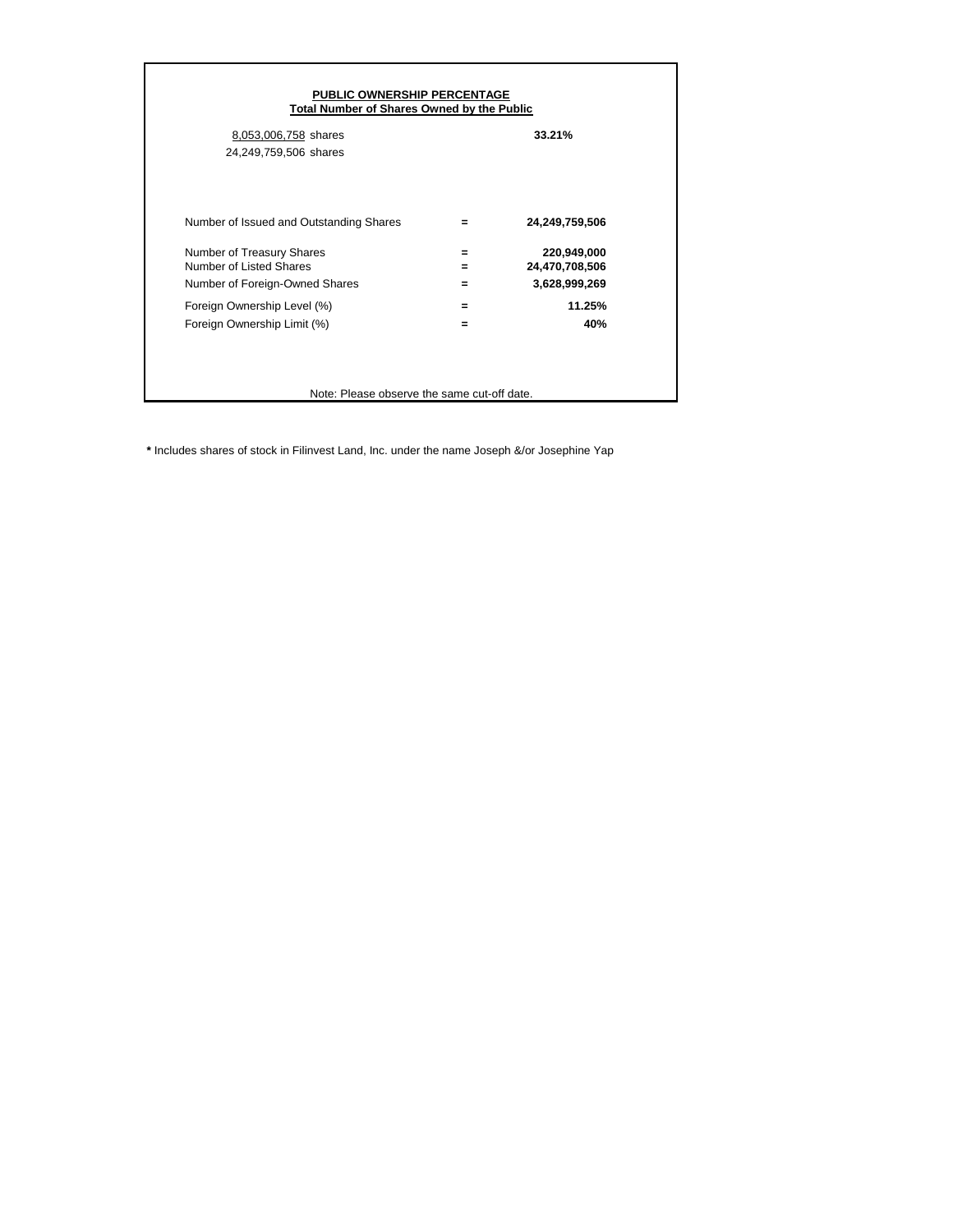**PUBLIC OWNERSHIP PERCENTAGE**
**Total Number of Shares Owned by the Public**

| | |
|---|---|
| 8,053,006,758 shares / 24,249,759,506 shares | **33.21%** |

| | | |
|---|---|---|
| Number of Issued and Outstanding Shares | = | **24,249,759,506** |
| Number of Treasury Shares | = | **220,949,000** |
| Number of Listed Shares | = | **24,470,708,506** |
| Number of Foreign-Owned Shares | = | **3,628,999,269** |
| Foreign Ownership Level (%) | = | **11.25%** |
| Foreign Ownership Limit (%) | = | **40%** |

Note: Please observe the same cut-off date.

**\*** Includes shares of stock in Filinvest Land, Inc. under the name Joseph &/or Josephine Yap